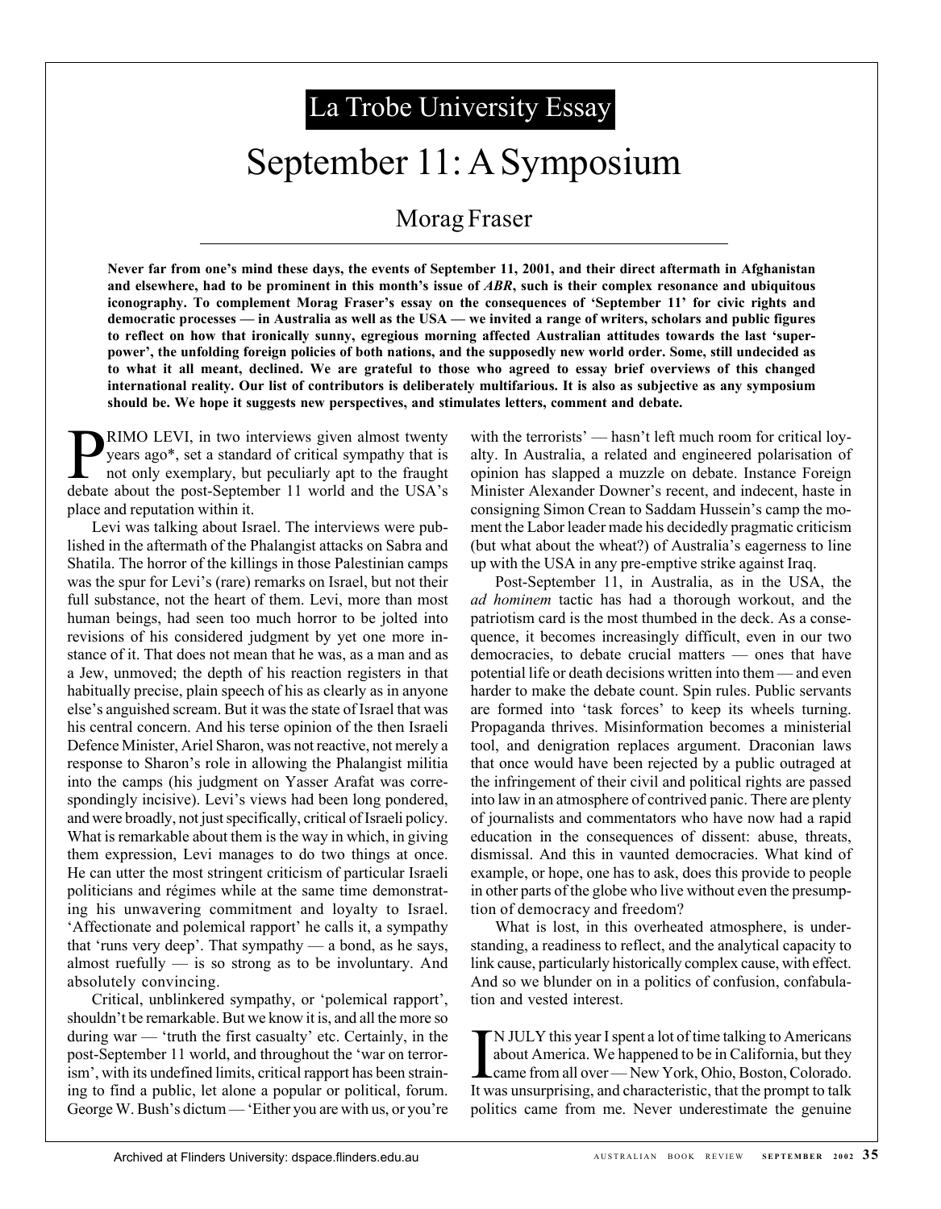La Trobe University Essay

# September 11: A Symposium

## Morag Fraser

**Never far from one's mind these days, the events of September 11, 2001, and their direct aftermath in Afghanistan and elsewhere, had to be prominent in this month's issue of *ABR*, such is their complex resonance and ubiquitous iconography. To complement Morag Fraser's essay on the consequences of 'September 11' for civic rights and democratic processes — in Australia as well as the USA — we invited a range of writers, scholars and public figures to reflect on how that ironically sunny, egregious morning affected Australian attitudes towards the last 'super-power', the unfolding foreign policies of both nations, and the supposedly new world order. Some, still undecided as to what it all meant, declined. We are grateful to those who agreed to essay brief overviews of this changed international reality. Our list of contributors is deliberately multifarious. It is also as subjective as any symposium should be. We hope it suggests new perspectives, and stimulates letters, comment and debate.**

PRIMO LEVI, in two interviews given almost twenty years ago*, set a standard of critical sympathy that is not only exemplary, but peculiarly apt to the fraught debate about the post-September 11 world and the USA's place and reputation within it.

Levi was talking about Israel. The interviews were published in the aftermath of the Phalangist attacks on Sabra and Shatila. The horror of the killings in those Palestinian camps was the spur for Levi's (rare) remarks on Israel, but not their full substance, not the heart of them. Levi, more than most human beings, had seen too much horror to be jolted into revisions of his considered judgment by yet one more instance of it. That does not mean that he was, as a man and as a Jew, unmoved; the depth of his reaction registers in that habitually precise, plain speech of his as clearly as in anyone else's anguished scream. But it was the state of Israel that was his central concern. And his terse opinion of the then Israeli Defence Minister, Ariel Sharon, was not reactive, not merely a response to Sharon's role in allowing the Phalangist militia into the camps (his judgment on Yasser Arafat was correspondingly incisive). Levi's views had been long pondered, and were broadly, not just specifically, critical of Israeli policy. What is remarkable about them is the way in which, in giving them expression, Levi manages to do two things at once. He can utter the most stringent criticism of particular Israeli politicians and régimes while at the same time demonstrating his unwavering commitment and loyalty to Israel. 'Affectionate and polemical rapport' he calls it, a sympathy that 'runs very deep'. That sympathy — a bond, as he says, almost ruefully — is so strong as to be involuntary. And absolutely convincing.

Critical, unblinkered sympathy, or 'polemical rapport', shouldn't be remarkable. But we know it is, and all the more so during war — 'truth the first casualty' etc. Certainly, in the post-September 11 world, and throughout the 'war on terrorism', with its undefined limits, critical rapport has been straining to find a public, let alone a popular or political, forum. George W. Bush's dictum — 'Either you are with us, or you're with the terrorists' — hasn't left much room for critical loyalty. In Australia, a related and engineered polarisation of opinion has slapped a muzzle on debate. Instance Foreign Minister Alexander Downer's recent, and indecent, haste in consigning Simon Crean to Saddam Hussein's camp the moment the Labor leader made his decidedly pragmatic criticism (but what about the wheat?) of Australia's eagerness to line up with the USA in any pre-emptive strike against Iraq.

Post-September 11, in Australia, as in the USA, the *ad hominem* tactic has had a thorough workout, and the patriotism card is the most thumbed in the deck. As a consequence, it becomes increasingly difficult, even in our two democracies, to debate crucial matters — ones that have potential life or death decisions written into them — and even harder to make the debate count. Spin rules. Public servants are formed into 'task forces' to keep its wheels turning. Propaganda thrives. Misinformation becomes a ministerial tool, and denigration replaces argument. Draconian laws that once would have been rejected by a public outraged at the infringement of their civil and political rights are passed into law in an atmosphere of contrived panic. There are plenty of journalists and commentators who have now had a rapid education in the consequences of dissent: abuse, threats, dismissal. And this in vaunted democracies. What kind of example, or hope, one has to ask, does this provide to people in other parts of the globe who live without even the presumption of democracy and freedom?

What is lost, in this overheated atmosphere, is understanding, a readiness to reflect, and the analytical capacity to link cause, particularly historically complex cause, with effect. And so we blunder on in a politics of confusion, confabulation and vested interest.

IN JULY this year I spent a lot of time talking to Americans about America. We happened to be in California, but they came from all over — New York, Ohio, Boston, Colorado. It was unsurprising, and characteristic, that the prompt to talk politics came from me. Never underestimate the genuine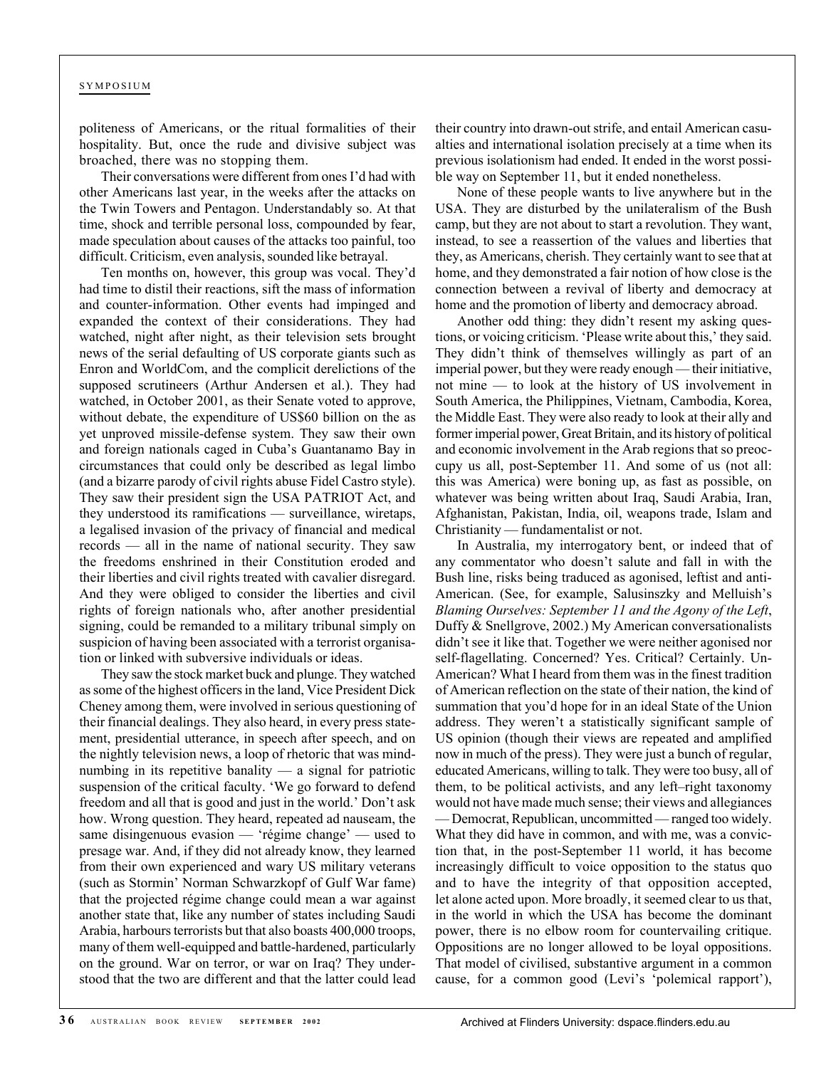politeness of Americans, or the ritual formalities of their hospitality. But, once the rude and divisive subject was broached, there was no stopping them.

Their conversations were different from ones I'd had with other Americans last year, in the weeks after the attacks on the Twin Towers and Pentagon. Understandably so. At that time, shock and terrible personal loss, compounded by fear, made speculation about causes of the attacks too painful, too difficult. Criticism, even analysis, sounded like betrayal.

Ten months on, however, this group was vocal. They'd had time to distil their reactions, sift the mass of information and counter-information. Other events had impinged and expanded the context of their considerations. They had watched, night after night, as their television sets brought news of the serial defaulting of US corporate giants such as Enron and WorldCom, and the complicit derelictions of the supposed scrutineers (Arthur Andersen et al.). They had watched, in October 2001, as their Senate voted to approve, without debate, the expenditure of US$60 billion on the as yet unproved missile-defense system. They saw their own and foreign nationals caged in Cuba's Guantanamo Bay in circumstances that could only be described as legal limbo (and a bizarre parody of civil rights abuse Fidel Castro style). They saw their president sign the USA PATRIOT Act, and they understood its ramifications — surveillance, wiretaps, a legalised invasion of the privacy of financial and medical records — all in the name of national security. They saw the freedoms enshrined in their Constitution eroded and their liberties and civil rights treated with cavalier disregard. And they were obliged to consider the liberties and civil rights of foreign nationals who, after another presidential signing, could be remanded to a military tribunal simply on suspicion of having been associated with a terrorist organisation or linked with subversive individuals or ideas.

They saw the stock market buck and plunge. They watched as some of the highest officers in the land, Vice President Dick Cheney among them, were involved in serious questioning of their financial dealings. They also heard, in every press statement, presidential utterance, in speech after speech, and on the nightly television news, a loop of rhetoric that was mind-numbing in its repetitive banality — a signal for patriotic suspension of the critical faculty. 'We go forward to defend freedom and all that is good and just in the world.' Don't ask how. Wrong question. They heard, repeated ad nauseam, the same disingenuous evasion — 'régime change' — used to presage war. And, if they did not already know, they learned from their own experienced and wary US military veterans (such as Stormin' Norman Schwarzkopf of Gulf War fame) that the projected régime change could mean a war against another state that, like any number of states including Saudi Arabia, harbours terrorists but that also boasts 400,000 troops, many of them well-equipped and battle-hardened, particularly on the ground. War on terror, or war on Iraq? They understood that the two are different and that the latter could lead their country into drawn-out strife, and entail American casualties and international isolation precisely at a time when its previous isolationism had ended. It ended in the worst possible way on September 11, but it ended nonetheless.

None of these people wants to live anywhere but in the USA. They are disturbed by the unilateralism of the Bush camp, but they are not about to start a revolution. They want, instead, to see a reassertion of the values and liberties that they, as Americans, cherish. They certainly want to see that at home, and they demonstrated a fair notion of how close is the connection between a revival of liberty and democracy at home and the promotion of liberty and democracy abroad.

Another odd thing: they didn't resent my asking questions, or voicing criticism. 'Please write about this,' they said. They didn't think of themselves willingly as part of an imperial power, but they were ready enough — their initiative, not mine — to look at the history of US involvement in South America, the Philippines, Vietnam, Cambodia, Korea, the Middle East. They were also ready to look at their ally and former imperial power, Great Britain, and its history of political and economic involvement in the Arab regions that so preoccupy us all, post-September 11. And some of us (not all: this was America) were boning up, as fast as possible, on whatever was being written about Iraq, Saudi Arabia, Iran, Afghanistan, Pakistan, India, oil, weapons trade, Islam and Christianity — fundamentalist or not.

In Australia, my interrogatory bent, or indeed that of any commentator who doesn't salute and fall in with the Bush line, risks being traduced as agonised, leftist and anti-American. (See, for example, Salusinszky and Melluish's *Blaming Ourselves: September 11 and the Agony of the Left*, Duffy & Snellgrove, 2002.) My American conversationalists didn't see it like that. Together we were neither agonised nor self-flagellating. Concerned? Yes. Critical? Certainly. Un-American? What I heard from them was in the finest tradition of American reflection on the state of their nation, the kind of summation that you'd hope for in an ideal State of the Union address. They weren't a statistically significant sample of US opinion (though their views are repeated and amplified now in much of the press). They were just a bunch of regular, educated Americans, willing to talk. They were too busy, all of them, to be political activists, and any left–right taxonomy would not have made much sense; their views and allegiances — Democrat, Republican, uncommitted — ranged too widely. What they did have in common, and with me, was a conviction that, in the post-September 11 world, it has become increasingly difficult to voice opposition to the status quo and to have the integrity of that opposition accepted, let alone acted upon. More broadly, it seemed clear to us that, in the world in which the USA has become the dominant power, there is no elbow room for countervailing critique. Oppositions are no longer allowed to be loyal oppositions. That model of civilised, substantive argument in a common cause, for a common good (Levi's 'polemical rapport'),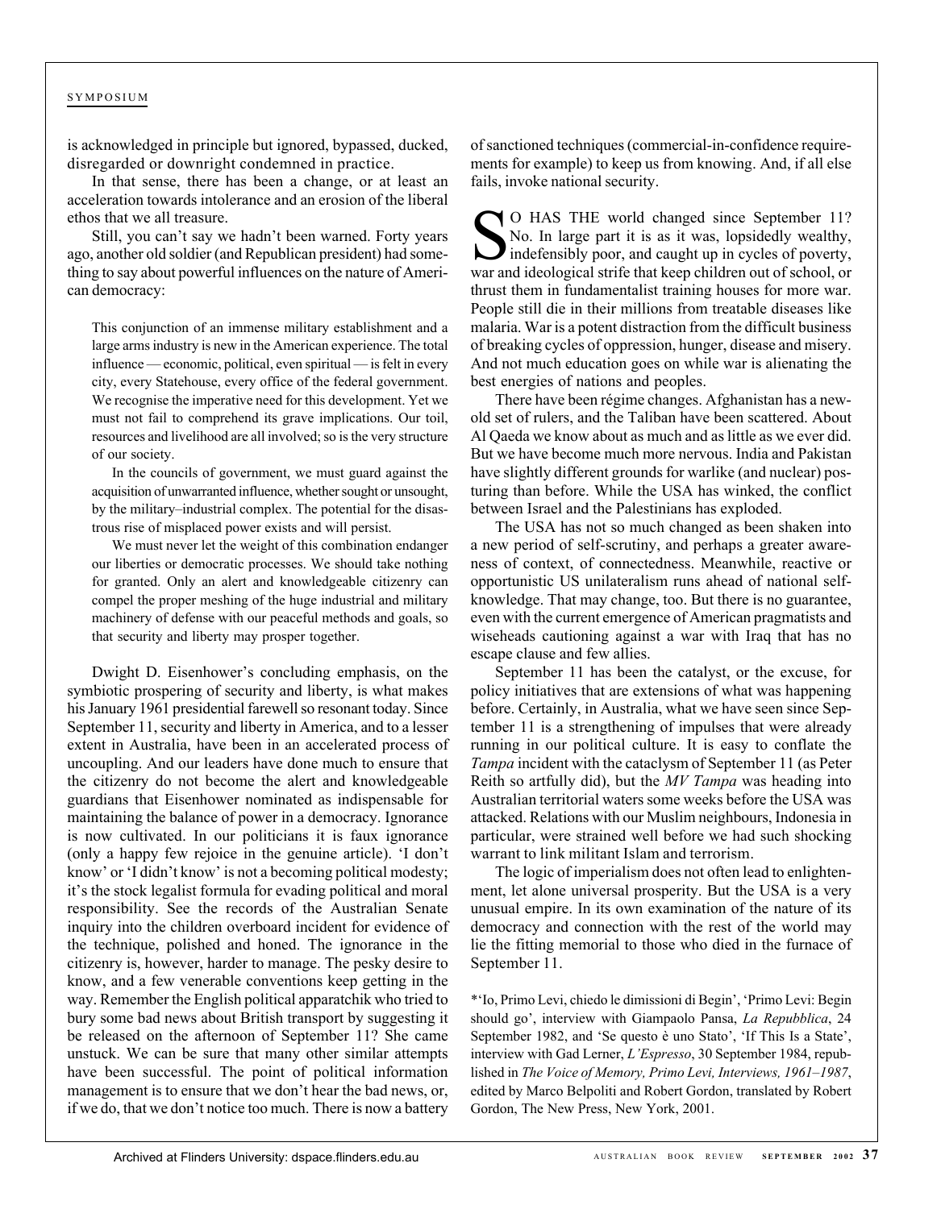is acknowledged in principle but ignored, bypassed, ducked, disregarded or downright condemned in practice.

In that sense, there has been a change, or at least an acceleration towards intolerance and an erosion of the liberal ethos that we all treasure.

Still, you can't say we hadn't been warned. Forty years ago, another old soldier (and Republican president) had something to say about powerful influences on the nature of American democracy:

> This conjunction of an immense military establishment and a large arms industry is new in the American experience. The total influence — economic, political, even spiritual — is felt in every city, every Statehouse, every office of the federal government. We recognise the imperative need for this development. Yet we must not fail to comprehend its grave implications. Our toil, resources and livelihood are all involved; so is the very structure of our society.
>
> In the councils of government, we must guard against the acquisition of unwarranted influence, whether sought or unsought, by the military–industrial complex. The potential for the disastrous rise of misplaced power exists and will persist.
>
> We must never let the weight of this combination endanger our liberties or democratic processes. We should take nothing for granted. Only an alert and knowledgeable citizenry can compel the proper meshing of the huge industrial and military machinery of defense with our peaceful methods and goals, so that security and liberty may prosper together.

Dwight D. Eisenhower's concluding emphasis, on the symbiotic prospering of security and liberty, is what makes his January 1961 presidential farewell so resonant today. Since September 11, security and liberty in America, and to a lesser extent in Australia, have been in an accelerated process of uncoupling. And our leaders have done much to ensure that the citizenry do not become the alert and knowledgeable guardians that Eisenhower nominated as indispensable for maintaining the balance of power in a democracy. Ignorance is now cultivated. In our politicians it is faux ignorance (only a happy few rejoice in the genuine article). 'I don't know' or 'I didn't know' is not a becoming political modesty; it's the stock legalist formula for evading political and moral responsibility. See the records of the Australian Senate inquiry into the children overboard incident for evidence of the technique, polished and honed. The ignorance in the citizenry is, however, harder to manage. The pesky desire to know, and a few venerable conventions keep getting in the way. Remember the English political apparatchik who tried to bury some bad news about British transport by suggesting it be released on the afternoon of September 11? She came unstuck. We can be sure that many other similar attempts have been successful. The point of political information management is to ensure that we don't hear the bad news, or, if we do, that we don't notice too much. There is now a battery of sanctioned techniques (commercial-in-confidence requirements for example) to keep us from knowing. And, if all else fails, invoke national security.

SO HAS THE world changed since September 11? No. In large part it is as it was, lopsidedly wealthy, indefensibly poor, and caught up in cycles of poverty, war and ideological strife that keep children out of school, or thrust them in fundamentalist training houses for more war. People still die in their millions from treatable diseases like malaria. War is a potent distraction from the difficult business of breaking cycles of oppression, hunger, disease and misery. And not much education goes on while war is alienating the best energies of nations and peoples.

There have been régime changes. Afghanistan has a new-old set of rulers, and the Taliban have been scattered. About Al Qaeda we know about as much and as little as we ever did. But we have become much more nervous. India and Pakistan have slightly different grounds for warlike (and nuclear) posturing than before. While the USA has winked, the conflict between Israel and the Palestinians has exploded.

The USA has not so much changed as been shaken into a new period of self-scrutiny, and perhaps a greater awareness of context, of connectedness. Meanwhile, reactive or opportunistic US unilateralism runs ahead of national self-knowledge. That may change, too. But there is no guarantee, even with the current emergence of American pragmatists and wiseheads cautioning against a war with Iraq that has no escape clause and few allies.

September 11 has been the catalyst, or the excuse, for policy initiatives that are extensions of what was happening before. Certainly, in Australia, what we have seen since September 11 is a strengthening of impulses that were already running in our political culture. It is easy to conflate the *Tampa* incident with the cataclysm of September 11 (as Peter Reith so artfully did), but the *MV Tampa* was heading into Australian territorial waters some weeks before the USA was attacked. Relations with our Muslim neighbours, Indonesia in particular, were strained well before we had such shocking warrant to link militant Islam and terrorism.

The logic of imperialism does not often lead to enlightenment, let alone universal prosperity. But the USA is a very unusual empire. In its own examination of the nature of its democracy and connection with the rest of the world may lie the fitting memorial to those who died in the furnace of September 11.

*'Io, Primo Levi, chiedo le dimissioni di Begin', 'Primo Levi: Begin should go', interview with Giampaolo Pansa, *La Repubblica*, 24 September 1982, and 'Se questo è uno Stato', 'If This Is a State', interview with Gad Lerner, *L'Espresso*, 30 September 1984, republished in *The Voice of Memory, Primo Levi, Interviews, 1961–1987*, edited by Marco Belpoliti and Robert Gordon, translated by Robert Gordon, The New Press, New York, 2001.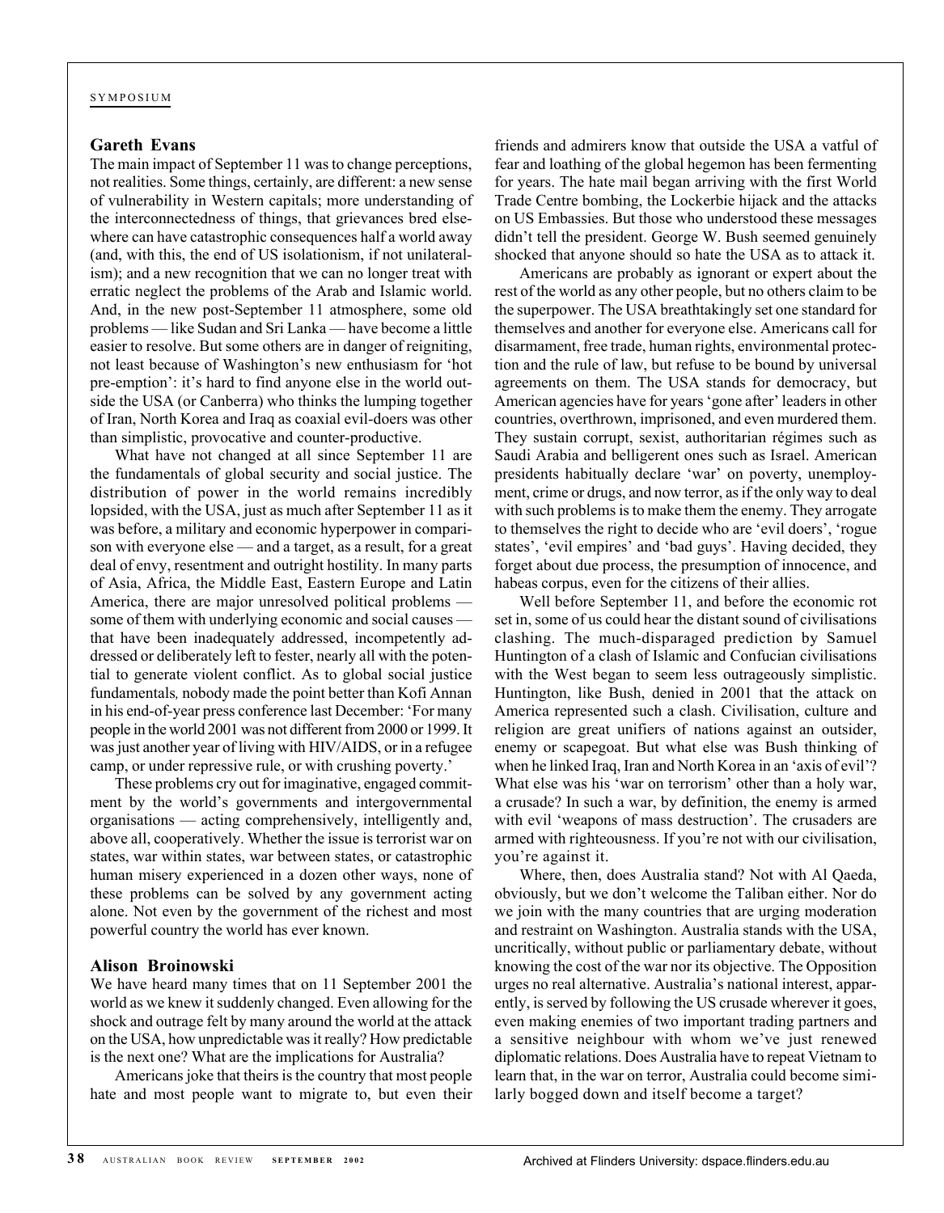## Gareth Evans

The main impact of September 11 was to change perceptions, not realities. Some things, certainly, are different: a new sense of vulnerability in Western capitals; more understanding of the interconnectedness of things, that grievances bred elsewhere can have catastrophic consequences half a world away (and, with this, the end of US isolationism, if not unilateralism); and a new recognition that we can no longer treat with erratic neglect the problems of the Arab and Islamic world. And, in the new post-September 11 atmosphere, some old problems — like Sudan and Sri Lanka — have become a little easier to resolve. But some others are in danger of reigniting, not least because of Washington's new enthusiasm for 'hot pre-emption': it's hard to find anyone else in the world outside the USA (or Canberra) who thinks the lumping together of Iran, North Korea and Iraq as coaxial evil-doers was other than simplistic, provocative and counter-productive.

What have not changed at all since September 11 are the fundamentals of global security and social justice. The distribution of power in the world remains incredibly lopsided, with the USA, just as much after September 11 as it was before, a military and economic hyperpower in comparison with everyone else — and a target, as a result, for a great deal of envy, resentment and outright hostility. In many parts of Asia, Africa, the Middle East, Eastern Europe and Latin America, there are major unresolved political problems — some of them with underlying economic and social causes — that have been inadequately addressed, incompetently addressed or deliberately left to fester, nearly all with the potential to generate violent conflict. As to global social justice fundamentals, nobody made the point better than Kofi Annan in his end-of-year press conference last December: 'For many people in the world 2001 was not different from 2000 or 1999. It was just another year of living with HIV/AIDS, or in a refugee camp, or under repressive rule, or with crushing poverty.'

These problems cry out for imaginative, engaged commitment by the world's governments and intergovernmental organisations — acting comprehensively, intelligently and, above all, cooperatively. Whether the issue is terrorist war on states, war within states, war between states, or catastrophic human misery experienced in a dozen other ways, none of these problems can be solved by any government acting alone. Not even by the government of the richest and most powerful country the world has ever known.

## Alison Broinowski

We have heard many times that on 11 September 2001 the world as we knew it suddenly changed. Even allowing for the shock and outrage felt by many around the world at the attack on the USA, how unpredictable was it really? How predictable is the next one? What are the implications for Australia?

Americans joke that theirs is the country that most people hate and most people want to migrate to, but even their friends and admirers know that outside the USA a vatful of fear and loathing of the global hegemon has been fermenting for years. The hate mail began arriving with the first World Trade Centre bombing, the Lockerbie hijack and the attacks on US Embassies. But those who understood these messages didn't tell the president. George W. Bush seemed genuinely shocked that anyone should so hate the USA as to attack it.

Americans are probably as ignorant or expert about the rest of the world as any other people, but no others claim to be the superpower. The USA breathtakingly set one standard for themselves and another for everyone else. Americans call for disarmament, free trade, human rights, environmental protection and the rule of law, but refuse to be bound by universal agreements on them. The USA stands for democracy, but American agencies have for years 'gone after' leaders in other countries, overthrown, imprisoned, and even murdered them. They sustain corrupt, sexist, authoritarian régimes such as Saudi Arabia and belligerent ones such as Israel. American presidents habitually declare 'war' on poverty, unemployment, crime or drugs, and now terror, as if the only way to deal with such problems is to make them the enemy. They arrogate to themselves the right to decide who are 'evil doers', 'rogue states', 'evil empires' and 'bad guys'. Having decided, they forget about due process, the presumption of innocence, and habeas corpus, even for the citizens of their allies.

Well before September 11, and before the economic rot set in, some of us could hear the distant sound of civilisations clashing. The much-disparaged prediction by Samuel Huntington of a clash of Islamic and Confucian civilisations with the West began to seem less outrageously simplistic. Huntington, like Bush, denied in 2001 that the attack on America represented such a clash. Civilisation, culture and religion are great unifiers of nations against an outsider, enemy or scapegoat. But what else was Bush thinking of when he linked Iraq, Iran and North Korea in an 'axis of evil'? What else was his 'war on terrorism' other than a holy war, a crusade? In such a war, by definition, the enemy is armed with evil 'weapons of mass destruction'. The crusaders are armed with righteousness. If you're not with our civilisation, you're against it.

Where, then, does Australia stand? Not with Al Qaeda, obviously, but we don't welcome the Taliban either. Nor do we join with the many countries that are urging moderation and restraint on Washington. Australia stands with the USA, uncritically, without public or parliamentary debate, without knowing the cost of the war nor its objective. The Opposition urges no real alternative. Australia's national interest, apparently, is served by following the US crusade wherever it goes, even making enemies of two important trading partners and a sensitive neighbour with whom we've just renewed diplomatic relations. Does Australia have to repeat Vietnam to learn that, in the war on terror, Australia could become similarly bogged down and itself become a target?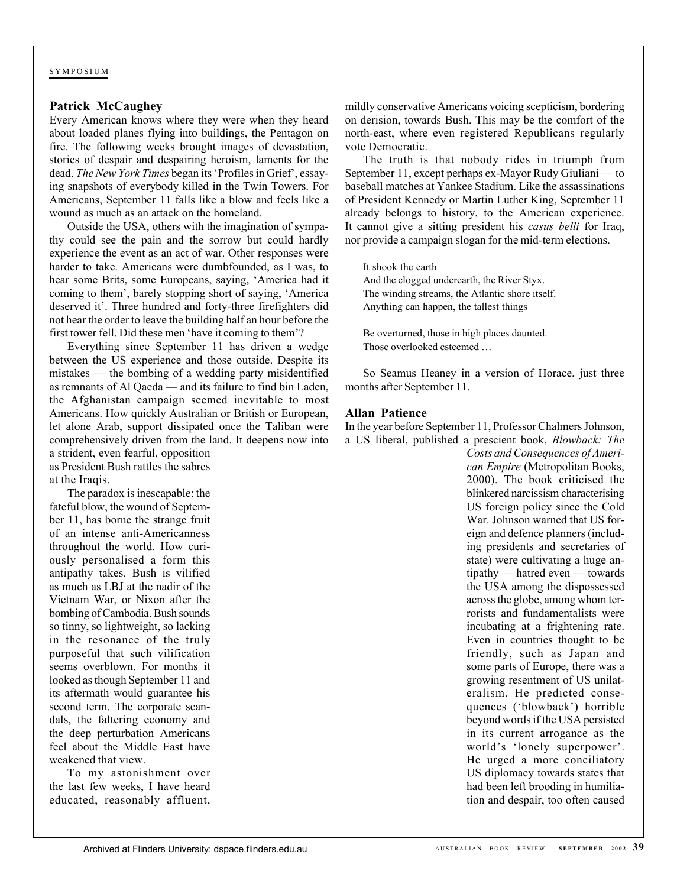SYMPOSIUM

### Patrick McCaughey

Every American knows where they were when they heard about loaded planes flying into buildings, the Pentagon on fire. The following weeks brought images of devastation, stories of despair and despairing heroism, laments for the dead. *The New York Times* began its 'Profiles in Grief', essaying snapshots of everybody killed in the Twin Towers. For Americans, September 11 falls like a blow and feels like a wound as much as an attack on the homeland.

Outside the USA, others with the imagination of sympathy could see the pain and the sorrow but could hardly experience the event as an act of war. Other responses were harder to take. Americans were dumbfounded, as I was, to hear some Brits, some Europeans, saying, 'America had it coming to them', barely stopping short of saying, 'America deserved it'. Three hundred and forty-three firefighters did not hear the order to leave the building half an hour before the first tower fell. Did these men 'have it coming to them'?

Everything since September 11 has driven a wedge between the US experience and those outside. Despite its mistakes — the bombing of a wedding party misidentified as remnants of Al Qaeda — and its failure to find bin Laden, the Afghanistan campaign seemed inevitable to most Americans. How quickly Australian or British or European, let alone Arab, support dissipated once the Taliban were comprehensively driven from the land. It deepens now into a strident, even fearful, opposition as President Bush rattles the sabres at the Iraqis.

The paradox is inescapable: the fateful blow, the wound of September 11, has borne the strange fruit of an intense anti-Americanness throughout the world. How curiously personalised a form this antipathy takes. Bush is vilified as much as LBJ at the nadir of the Vietnam War, or Nixon after the bombing of Cambodia. Bush sounds so tinny, so lightweight, so lacking in the resonance of the truly purposeful that such vilification seems overblown. For months it looked as though September 11 and its aftermath would guarantee his second term. The corporate scandals, the faltering economy and the deep perturbation Americans feel about the Middle East have weakened that view.

To my astonishment over the last few weeks, I have heard educated, reasonably affluent, mildly conservative Americans voicing scepticism, bordering on derision, towards Bush. This may be the comfort of the north-east, where even registered Republicans regularly vote Democratic.

The truth is that nobody rides in triumph from September 11, except perhaps ex-Mayor Rudy Giuliani — to baseball matches at Yankee Stadium. Like the assassinations of President Kennedy or Martin Luther King, September 11 already belongs to history, to the American experience. It cannot give a sitting president his *casus belli* for Iraq, nor provide a campaign slogan for the mid-term elections.

> It shook the earth
> And the clogged underearth, the River Styx.
> The winding streams, the Atlantic shore itself.
> Anything can happen, the tallest things
>
> Be overturned, those in high places daunted.
> Those overlooked esteemed …

So Seamus Heaney in a version of Horace, just three months after September 11.

### Allan Patience

In the year before September 11, Professor Chalmers Johnson, a US liberal, published a prescient book, *Blowback: The Costs and Consequences of American Empire* (Metropolitan Books, 2000). The book criticised the blinkered narcissism characterising US foreign policy since the Cold War. Johnson warned that US foreign and defence planners (including presidents and secretaries of state) were cultivating a huge antipathy — hatred even — towards the USA among the dispossessed across the globe, among whom terrorists and fundamentalists were incubating at a frightening rate. Even in countries thought to be friendly, such as Japan and some parts of Europe, there was a growing resentment of US unilateralism. He predicted consequences ('blowback') horrible beyond words if the USA persisted in its current arrogance as the world's 'lonely superpower'. He urged a more conciliatory US diplomacy towards states that had been left brooding in humiliation and despair, too often caused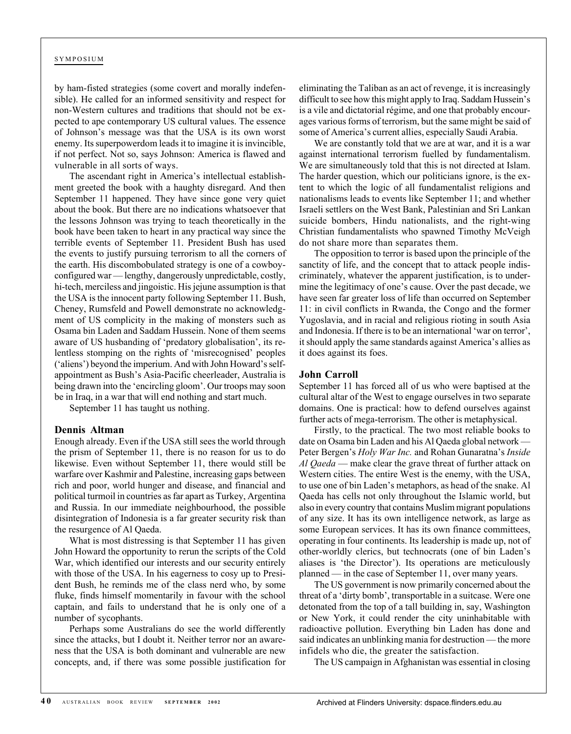by ham-fisted strategies (some covert and morally indefensible). He called for an informed sensitivity and respect for non-Western cultures and traditions that should not be expected to ape contemporary US cultural values. The essence of Johnson's message was that the USA is its own worst enemy. Its superpowerdom leads it to imagine it is invincible, if not perfect. Not so, says Johnson: America is flawed and vulnerable in all sorts of ways.

The ascendant right in America's intellectual establishment greeted the book with a haughty disregard. And then September 11 happened. They have since gone very quiet about the book. But there are no indications whatsoever that the lessons Johnson was trying to teach theoretically in the book have been taken to heart in any practical way since the terrible events of September 11. President Bush has used the events to justify pursuing terrorism to all the corners of the earth. His discombobulated strategy is one of a cowboy-configured war — lengthy, dangerously unpredictable, costly, hi-tech, merciless and jingoistic. His jejune assumption is that the USA is the innocent party following September 11. Bush, Cheney, Rumsfeld and Powell demonstrate no acknowledgment of US complicity in the making of monsters such as Osama bin Laden and Saddam Hussein. None of them seems aware of US husbanding of 'predatory globalisation', its relentless stomping on the rights of 'misrecognised' peoples ('aliens') beyond the imperium. And with John Howard's self-appointment as Bush's Asia-Pacific cheerleader, Australia is being drawn into the 'encircling gloom'. Our troops may soon be in Iraq, in a war that will end nothing and start much.

September 11 has taught us nothing.

### Dennis Altman

Enough already. Even if the USA still sees the world through the prism of September 11, there is no reason for us to do likewise. Even without September 11, there would still be warfare over Kashmir and Palestine, increasing gaps between rich and poor, world hunger and disease, and financial and political turmoil in countries as far apart as Turkey, Argentina and Russia. In our immediate neighbourhood, the possible disintegration of Indonesia is a far greater security risk than the resurgence of Al Qaeda.

What is most distressing is that September 11 has given John Howard the opportunity to rerun the scripts of the Cold War, which identified our interests and our security entirely with those of the USA. In his eagerness to cosy up to President Bush, he reminds me of the class nerd who, by some fluke, finds himself momentarily in favour with the school captain, and fails to understand that he is only one of a number of sycophants.

Perhaps some Australians do see the world differently since the attacks, but I doubt it. Neither terror nor an awareness that the USA is both dominant and vulnerable are new concepts, and, if there was some possible justification for eliminating the Taliban as an act of revenge, it is increasingly difficult to see how this might apply to Iraq. Saddam Hussein's is a vile and dictatorial régime, and one that probably encourages various forms of terrorism, but the same might be said of some of America's current allies, especially Saudi Arabia.

We are constantly told that we are at war, and it is a war against international terrorism fuelled by fundamentalism. We are simultaneously told that this is not directed at Islam. The harder question, which our politicians ignore, is the extent to which the logic of all fundamentalist religions and nationalisms leads to events like September 11; and whether Israeli settlers on the West Bank, Palestinian and Sri Lankan suicide bombers, Hindu nationalists, and the right-wing Christian fundamentalists who spawned Timothy McVeigh do not share more than separates them.

The opposition to terror is based upon the principle of the sanctity of life, and the concept that to attack people indiscriminately, whatever the apparent justification, is to undermine the legitimacy of one's cause. Over the past decade, we have seen far greater loss of life than occurred on September 11: in civil conflicts in Rwanda, the Congo and the former Yugoslavia, and in racial and religious rioting in south Asia and Indonesia. If there is to be an international 'war on terror', it should apply the same standards against America's allies as it does against its foes.

### John Carroll

September 11 has forced all of us who were baptised at the cultural altar of the West to engage ourselves in two separate domains. One is practical: how to defend ourselves against further acts of mega-terrorism. The other is metaphysical.

Firstly, to the practical. The two most reliable books to date on Osama bin Laden and his Al Qaeda global network — Peter Bergen's *Holy War Inc.* and Rohan Gunaratna's *Inside Al Qaeda* — make clear the grave threat of further attack on Western cities. The entire West is the enemy, with the USA, to use one of bin Laden's metaphors, as head of the snake. Al Qaeda has cells not only throughout the Islamic world, but also in every country that contains Muslim migrant populations of any size. It has its own intelligence network, as large as some European services. It has its own finance committees, operating in four continents. Its leadership is made up, not of other-worldly clerics, but technocrats (one of bin Laden's aliases is 'the Director'). Its operations are meticulously planned — in the case of September 11, over many years.

The US government is now primarily concerned about the threat of a 'dirty bomb', transportable in a suitcase. Were one detonated from the top of a tall building in, say, Washington or New York, it could render the city uninhabitable with radioactive pollution. Everything bin Laden has done and said indicates an unblinking mania for destruction — the more infidels who die, the greater the satisfaction.

The US campaign in Afghanistan was essential in closing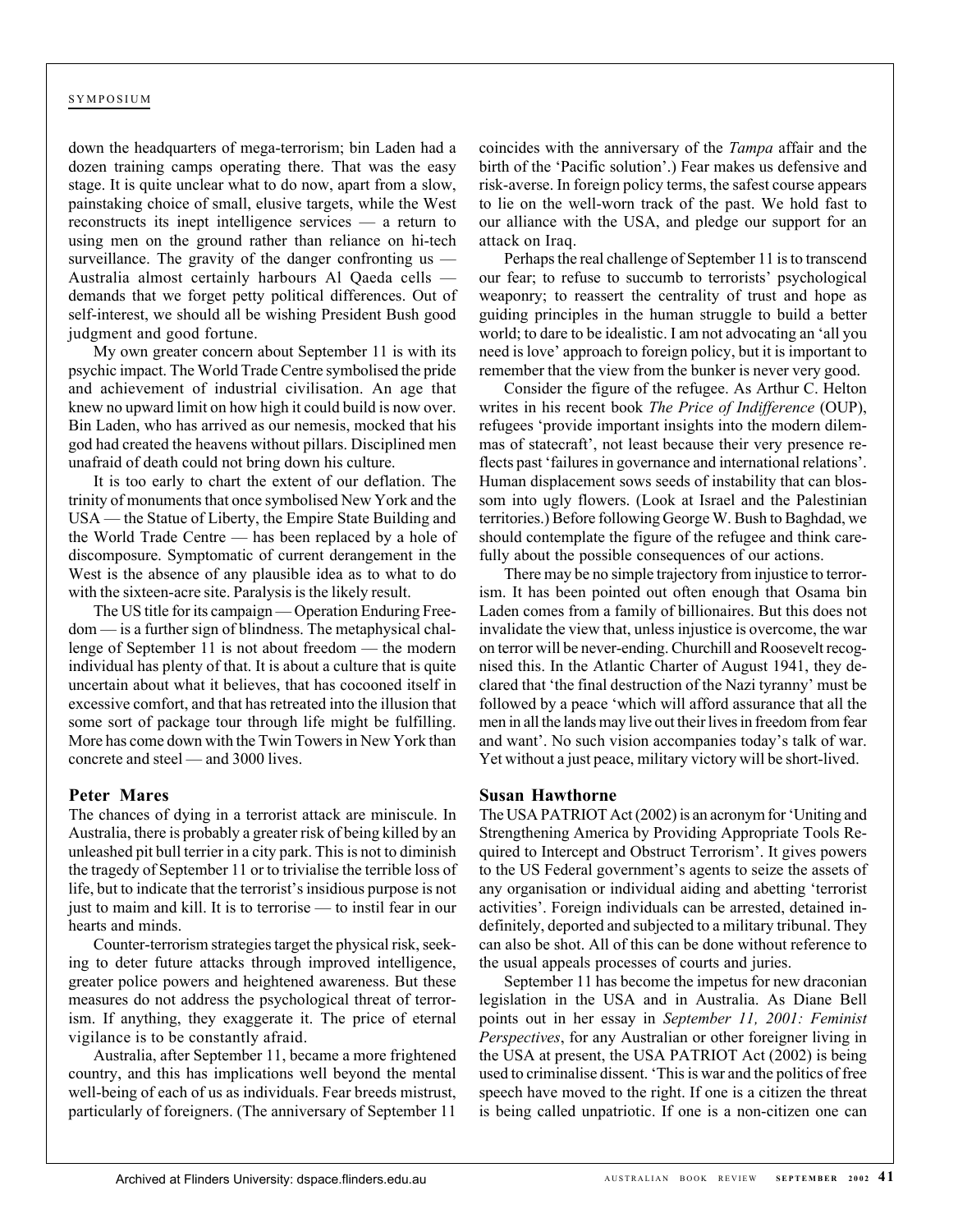down the headquarters of mega-terrorism; bin Laden had a dozen training camps operating there. That was the easy stage. It is quite unclear what to do now, apart from a slow, painstaking choice of small, elusive targets, while the West reconstructs its inept intelligence services — a return to using men on the ground rather than reliance on hi-tech surveillance. The gravity of the danger confronting us — Australia almost certainly harbours Al Qaeda cells — demands that we forget petty political differences. Out of self-interest, we should all be wishing President Bush good judgment and good fortune.

My own greater concern about September 11 is with its psychic impact. The World Trade Centre symbolised the pride and achievement of industrial civilisation. An age that knew no upward limit on how high it could build is now over. Bin Laden, who has arrived as our nemesis, mocked that his god had created the heavens without pillars. Disciplined men unafraid of death could not bring down his culture.

It is too early to chart the extent of our deflation. The trinity of monuments that once symbolised New York and the USA — the Statue of Liberty, the Empire State Building and the World Trade Centre — has been replaced by a hole of discomposure. Symptomatic of current derangement in the West is the absence of any plausible idea as to what to do with the sixteen-acre site. Paralysis is the likely result.

The US title for its campaign — Operation Enduring Freedom — is a further sign of blindness. The metaphysical challenge of September 11 is not about freedom — the modern individual has plenty of that. It is about a culture that is quite uncertain about what it believes, that has cocooned itself in excessive comfort, and that has retreated into the illusion that some sort of package tour through life might be fulfilling. More has come down with the Twin Towers in New York than concrete and steel — and 3000 lives.

### Peter Mares

The chances of dying in a terrorist attack are miniscule. In Australia, there is probably a greater risk of being killed by an unleashed pit bull terrier in a city park. This is not to diminish the tragedy of September 11 or to trivialise the terrible loss of life, but to indicate that the terrorist's insidious purpose is not just to maim and kill. It is to terrorise — to instil fear in our hearts and minds.

Counter-terrorism strategies target the physical risk, seeking to deter future attacks through improved intelligence, greater police powers and heightened awareness. But these measures do not address the psychological threat of terrorism. If anything, they exaggerate it. The price of eternal vigilance is to be constantly afraid.

Australia, after September 11, became a more frightened country, and this has implications well beyond the mental well-being of each of us as individuals. Fear breeds mistrust, particularly of foreigners. (The anniversary of September 11 coincides with the anniversary of the *Tampa* affair and the birth of the 'Pacific solution'.) Fear makes us defensive and risk-averse. In foreign policy terms, the safest course appears to lie on the well-worn track of the past. We hold fast to our alliance with the USA, and pledge our support for an attack on Iraq.

Perhaps the real challenge of September 11 is to transcend our fear; to refuse to succumb to terrorists' psychological weaponry; to reassert the centrality of trust and hope as guiding principles in the human struggle to build a better world; to dare to be idealistic. I am not advocating an 'all you need is love' approach to foreign policy, but it is important to remember that the view from the bunker is never very good.

Consider the figure of the refugee. As Arthur C. Helton writes in his recent book *The Price of Indifference* (OUP), refugees 'provide important insights into the modern dilemmas of statecraft', not least because their very presence reflects past 'failures in governance and international relations'. Human displacement sows seeds of instability that can blossom into ugly flowers. (Look at Israel and the Palestinian territories.) Before following George W. Bush to Baghdad, we should contemplate the figure of the refugee and think carefully about the possible consequences of our actions.

There may be no simple trajectory from injustice to terrorism. It has been pointed out often enough that Osama bin Laden comes from a family of billionaires. But this does not invalidate the view that, unless injustice is overcome, the war on terror will be never-ending. Churchill and Roosevelt recognised this. In the Atlantic Charter of August 1941, they declared that 'the final destruction of the Nazi tyranny' must be followed by a peace 'which will afford assurance that all the men in all the lands may live out their lives in freedom from fear and want'. No such vision accompanies today's talk of war. Yet without a just peace, military victory will be short-lived.

### Susan Hawthorne

The USA PATRIOT Act (2002) is an acronym for 'Uniting and Strengthening America by Providing Appropriate Tools Required to Intercept and Obstruct Terrorism'. It gives powers to the US Federal government's agents to seize the assets of any organisation or individual aiding and abetting 'terrorist activities'. Foreign individuals can be arrested, detained indefinitely, deported and subjected to a military tribunal. They can also be shot. All of this can be done without reference to the usual appeals processes of courts and juries.

September 11 has become the impetus for new draconian legislation in the USA and in Australia. As Diane Bell points out in her essay in *September 11, 2001: Feminist Perspectives*, for any Australian or other foreigner living in the USA at present, the USA PATRIOT Act (2002) is being used to criminalise dissent. 'This is war and the politics of free speech have moved to the right. If one is a citizen the threat is being called unpatriotic. If one is a non-citizen one can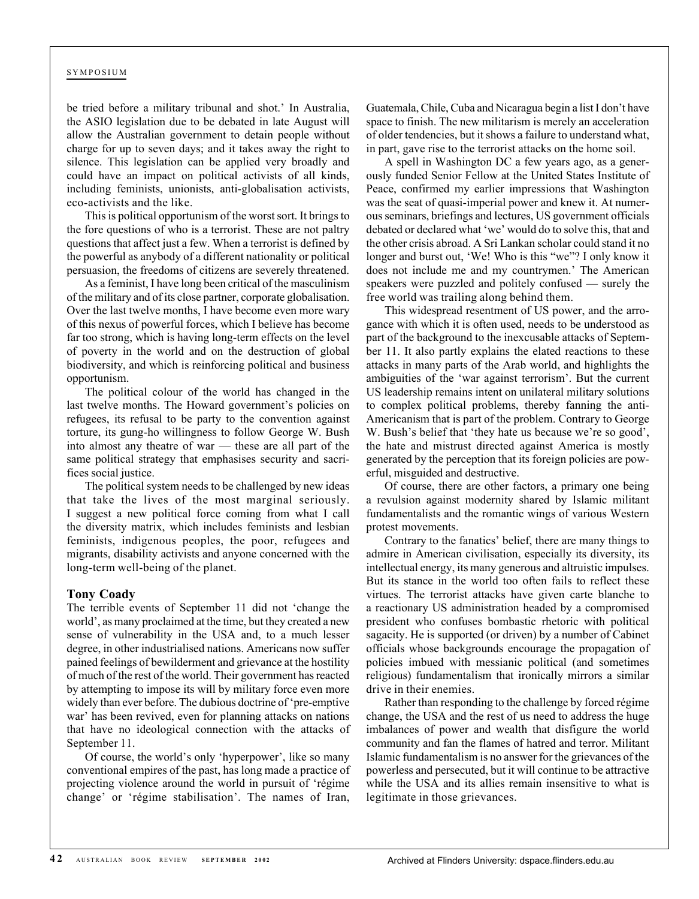be tried before a military tribunal and shot.' In Australia, the ASIO legislation due to be debated in late August will allow the Australian government to detain people without charge for up to seven days; and it takes away the right to silence. This legislation can be applied very broadly and could have an impact on political activists of all kinds, including feminists, unionists, anti-globalisation activists, eco-activists and the like.

This is political opportunism of the worst sort. It brings to the fore questions of who is a terrorist. These are not paltry questions that affect just a few. When a terrorist is defined by the powerful as anybody of a different nationality or political persuasion, the freedoms of citizens are severely threatened.

As a feminist, I have long been critical of the masculinism of the military and of its close partner, corporate globalisation. Over the last twelve months, I have become even more wary of this nexus of powerful forces, which I believe has become far too strong, which is having long-term effects on the level of poverty in the world and on the destruction of global biodiversity, and which is reinforcing political and business opportunism.

The political colour of the world has changed in the last twelve months. The Howard government's policies on refugees, its refusal to be party to the convention against torture, its gung-ho willingness to follow George W. Bush into almost any theatre of war — these are all part of the same political strategy that emphasises security and sacrifices social justice.

The political system needs to be challenged by new ideas that take the lives of the most marginal seriously. I suggest a new political force coming from what I call the diversity matrix, which includes feminists and lesbian feminists, indigenous peoples, the poor, refugees and migrants, disability activists and anyone concerned with the long-term well-being of the planet.

### Tony Coady

The terrible events of September 11 did not 'change the world', as many proclaimed at the time, but they created a new sense of vulnerability in the USA and, to a much lesser degree, in other industrialised nations. Americans now suffer pained feelings of bewilderment and grievance at the hostility of much of the rest of the world. Their government has reacted by attempting to impose its will by military force even more widely than ever before. The dubious doctrine of 'pre-emptive war' has been revived, even for planning attacks on nations that have no ideological connection with the attacks of September 11.

Of course, the world's only 'hyperpower', like so many conventional empires of the past, has long made a practice of projecting violence around the world in pursuit of 'régime change' or 'régime stabilisation'. The names of Iran, Guatemala, Chile, Cuba and Nicaragua begin a list I don't have space to finish. The new militarism is merely an acceleration of older tendencies, but it shows a failure to understand what, in part, gave rise to the terrorist attacks on the home soil.

A spell in Washington DC a few years ago, as a generously funded Senior Fellow at the United States Institute of Peace, confirmed my earlier impressions that Washington was the seat of quasi-imperial power and knew it. At numerous seminars, briefings and lectures, US government officials debated or declared what 'we' would do to solve this, that and the other crisis abroad. A Sri Lankan scholar could stand it no longer and burst out, 'We! Who is this "we"? I only know it does not include me and my countrymen.' The American speakers were puzzled and politely confused — surely the free world was trailing along behind them.

This widespread resentment of US power, and the arrogance with which it is often used, needs to be understood as part of the background to the inexcusable attacks of September 11. It also partly explains the elated reactions to these attacks in many parts of the Arab world, and highlights the ambiguities of the 'war against terrorism'. But the current US leadership remains intent on unilateral military solutions to complex political problems, thereby fanning the anti-Americanism that is part of the problem. Contrary to George W. Bush's belief that 'they hate us because we're so good', the hate and mistrust directed against America is mostly generated by the perception that its foreign policies are powerful, misguided and destructive.

Of course, there are other factors, a primary one being a revulsion against modernity shared by Islamic militant fundamentalists and the romantic wings of various Western protest movements.

Contrary to the fanatics' belief, there are many things to admire in American civilisation, especially its diversity, its intellectual energy, its many generous and altruistic impulses. But its stance in the world too often fails to reflect these virtues. The terrorist attacks have given carte blanche to a reactionary US administration headed by a compromised president who confuses bombastic rhetoric with political sagacity. He is supported (or driven) by a number of Cabinet officials whose backgrounds encourage the propagation of policies imbued with messianic political (and sometimes religious) fundamentalism that ironically mirrors a similar drive in their enemies.

Rather than responding to the challenge by forced régime change, the USA and the rest of us need to address the huge imbalances of power and wealth that disfigure the world community and fan the flames of hatred and terror. Militant Islamic fundamentalism is no answer for the grievances of the powerless and persecuted, but it will continue to be attractive while the USA and its allies remain insensitive to what is legitimate in those grievances.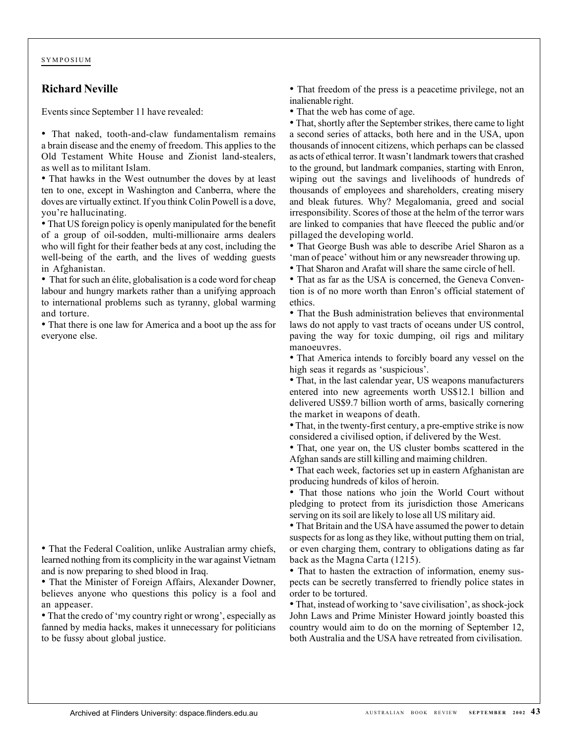SYMPOSIUM

## Richard Neville

Events since September 11 have revealed:

- That naked, tooth-and-claw fundamentalism remains a brain disease and the enemy of freedom. This applies to the Old Testament White House and Zionist land-stealers, as well as to militant Islam.
- That hawks in the West outnumber the doves by at least ten to one, except in Washington and Canberra, where the doves are virtually extinct. If you think Colin Powell is a dove, you're hallucinating.
- That US foreign policy is openly manipulated for the benefit of a group of oil-sodden, multi-millionaire arms dealers who will fight for their feather beds at any cost, including the well-being of the earth, and the lives of wedding guests in Afghanistan.
- That for such an élite, globalisation is a code word for cheap labour and hungry markets rather than a unifying approach to international problems such as tyranny, global warming and torture.
- That there is one law for America and a boot up the ass for everyone else.
- That the Federal Coalition, unlike Australian army chiefs, learned nothing from its complicity in the war against Vietnam and is now preparing to shed blood in Iraq.
- That the Minister of Foreign Affairs, Alexander Downer, believes anyone who questions this policy is a fool and an appeaser.
- That the credo of 'my country right or wrong', especially as fanned by media hacks, makes it unnecessary for politicians to be fussy about global justice.
- That freedom of the press is a peacetime privilege, not an inalienable right.
- That the web has come of age.
- That, shortly after the September strikes, there came to light a second series of attacks, both here and in the USA, upon thousands of innocent citizens, which perhaps can be classed as acts of ethical terror. It wasn't landmark towers that crashed to the ground, but landmark companies, starting with Enron, wiping out the savings and livelihoods of hundreds of thousands of employees and shareholders, creating misery and bleak futures. Why? Megalomania, greed and social irresponsibility. Scores of those at the helm of the terror wars are linked to companies that have fleeced the public and/or pillaged the developing world.
- That George Bush was able to describe Ariel Sharon as a 'man of peace' without him or any newsreader throwing up.
- That Sharon and Arafat will share the same circle of hell.
- That as far as the USA is concerned, the Geneva Convention is of no more worth than Enron's official statement of ethics.
- That the Bush administration believes that environmental laws do not apply to vast tracts of oceans under US control, paving the way for toxic dumping, oil rigs and military manoeuvres.
- That America intends to forcibly board any vessel on the high seas it regards as 'suspicious'.
- That, in the last calendar year, US weapons manufacturers entered into new agreements worth US$12.1 billion and delivered US$9.7 billion worth of arms, basically cornering the market in weapons of death.
- That, in the twenty-first century, a pre-emptive strike is now considered a civilised option, if delivered by the West.
- That, one year on, the US cluster bombs scattered in the Afghan sands are still killing and maiming children.
- That each week, factories set up in eastern Afghanistan are producing hundreds of kilos of heroin.
- That those nations who join the World Court without pledging to protect from its jurisdiction those Americans serving on its soil are likely to lose all US military aid.
- That Britain and the USA have assumed the power to detain suspects for as long as they like, without putting them on trial, or even charging them, contrary to obligations dating as far back as the Magna Carta (1215).
- That to hasten the extraction of information, enemy suspects can be secretly transferred to friendly police states in order to be tortured.
- That, instead of working to 'save civilisation', as shock-jock John Laws and Prime Minister Howard jointly boasted this country would aim to do on the morning of September 12, both Australia and the USA have retreated from civilisation.